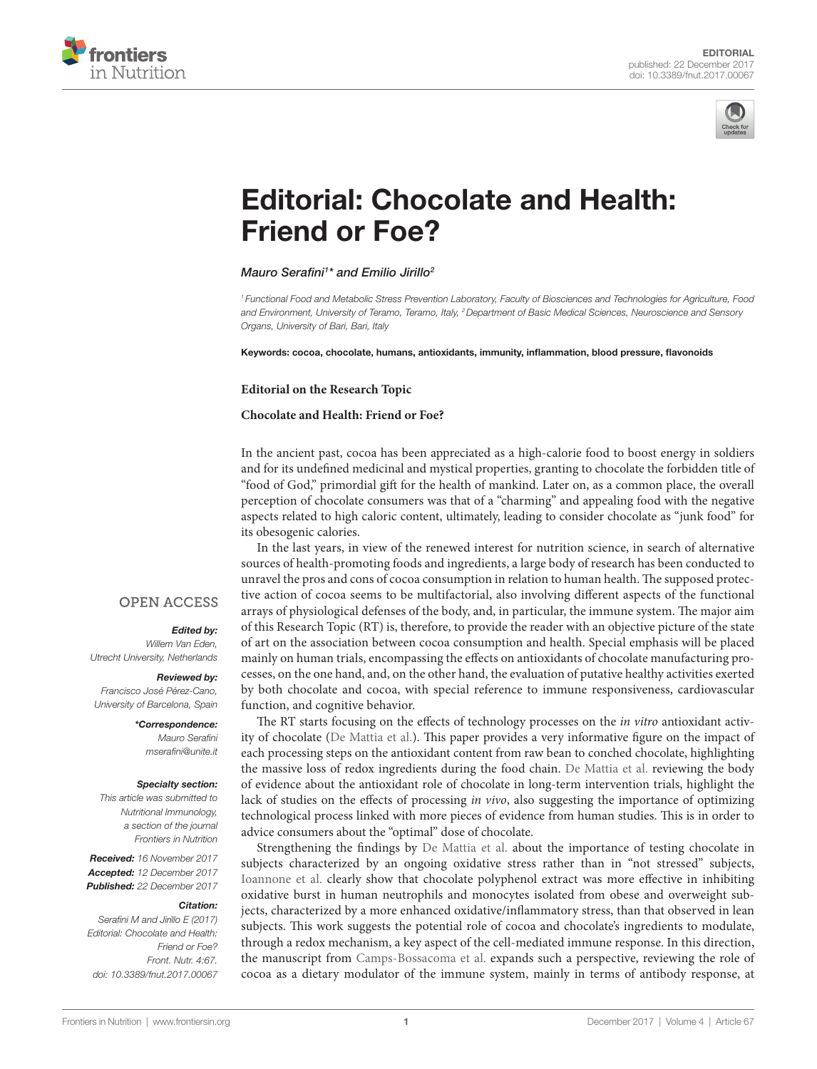EDITORIAL
published: 22 December 2017
doi: 10.3389/fnut.2017.00067

# Editorial: Chocolate and Health: Friend or Foe?

*Mauro Serafini[1]\* and Emilio Jirillo[2]*

[1] *Functional Food and Metabolic Stress Prevention Laboratory, Faculty of Biosciences and Technologies for Agriculture, Food and Environment, University of Teramo, Teramo, Italy,* [2] *Department of Basic Medical Sciences, Neuroscience and Sensory Organs, University of Bari, Bari, Italy*

**Keywords: cocoa, chocolate, humans, antioxidants, immunity, inflammation, blood pressure, flavonoids**

**Editorial on the Research Topic**

**Chocolate and Health: Friend or Foe?**

OPEN ACCESS

***Edited by:***
*Willem Van Eden, Utrecht University, Netherlands*

***Reviewed by:***
*Francisco José Pérez-Cano, University of Barcelona, Spain*

***\*Correspondence:***
*Mauro Serafini*
*mserafini@unite.it*

***Specialty section:***
*This article was submitted to Nutritional Immunology, a section of the journal Frontiers in Nutrition*

***Received:*** *16 November 2017*
***Accepted:*** *12 December 2017*
***Published:*** *22 December 2017*

***Citation:***
*Serafini M and Jirillo E (2017) Editorial: Chocolate and Health: Friend or Foe? Front. Nutr. 4:67. doi: 10.3389/fnut.2017.00067*

In the ancient past, cocoa has been appreciated as a high-calorie food to boost energy in soldiers and for its undefined medicinal and mystical properties, granting to chocolate the forbidden title of "food of God," primordial gift for the health of mankind. Later on, as a common place, the overall perception of chocolate consumers was that of a "charming" and appealing food with the negative aspects related to high caloric content, ultimately, leading to consider chocolate as "junk food" for its obesogenic calories.

In the last years, in view of the renewed interest for nutrition science, in search of alternative sources of health-promoting foods and ingredients, a large body of research has been conducted to unravel the pros and cons of cocoa consumption in relation to human health. The supposed protective action of cocoa seems to be multifactorial, also involving different aspects of the functional arrays of physiological defenses of the body, and, in particular, the immune system. The major aim of this Research Topic (RT) is, therefore, to provide the reader with an objective picture of the state of art on the association between cocoa consumption and health. Special emphasis will be placed mainly on human trials, encompassing the effects on antioxidants of chocolate manufacturing processes, on the one hand, and, on the other hand, the evaluation of putative healthy activities exerted by both chocolate and cocoa, with special reference to immune responsiveness, cardiovascular function, and cognitive behavior.

The RT starts focusing on the effects of technology processes on the *in vitro* antioxidant activity of chocolate (De Mattia et al.). This paper provides a very informative figure on the impact of each processing steps on the antioxidant content from raw bean to conched chocolate, highlighting the massive loss of redox ingredients during the food chain. De Mattia et al. reviewing the body of evidence about the antioxidant role of chocolate in long-term intervention trials, highlight the lack of studies on the effects of processing *in vivo*, also suggesting the importance of optimizing technological process linked with more pieces of evidence from human studies. This is in order to advice consumers about the "optimal" dose of chocolate.

Strengthening the findings by De Mattia et al. about the importance of testing chocolate in subjects characterized by an ongoing oxidative stress rather than in "not stressed" subjects, Ioannone et al. clearly show that chocolate polyphenol extract was more effective in inhibiting oxidative burst in human neutrophils and monocytes isolated from obese and overweight subjects, characterized by a more enhanced oxidative/inflammatory stress, than that observed in lean subjects. This work suggests the potential role of cocoa and chocolate's ingredients to modulate, through a redox mechanism, a key aspect of the cell-mediated immune response. In this direction, the manuscript from Camps-Bossacoma et al. expands such a perspective, reviewing the role of cocoa as a dietary modulator of the immune system, mainly in terms of antibody response, at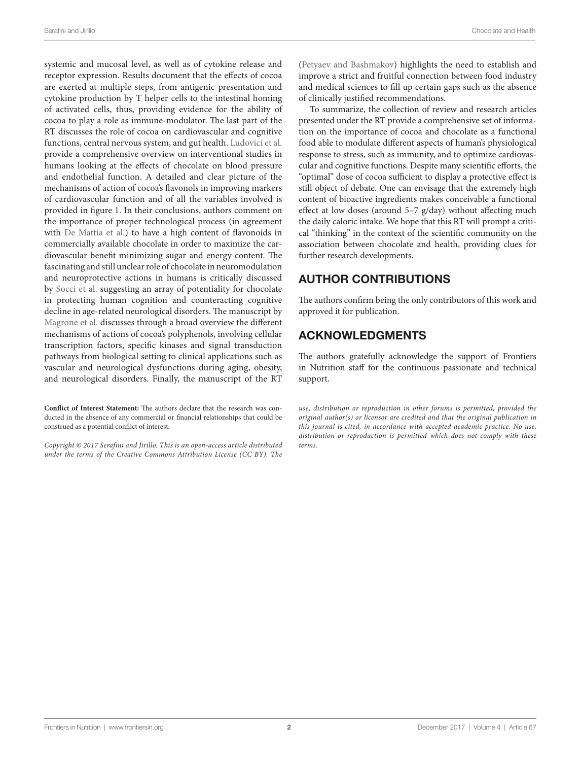systemic and mucosal level, as well as of cytokine release and receptor expression. Results document that the effects of cocoa are exerted at multiple steps, from antigenic presentation and cytokine production by T helper cells to the intestinal homing of activated cells, thus, providing evidence for the ability of cocoa to play a role as immune-modulator. The last part of the RT discusses the role of cocoa on cardiovascular and cognitive functions, central nervous system, and gut health. Ludovici et al. provide a comprehensive overview on interventional studies in humans looking at the effects of chocolate on blood pressure and endothelial function. A detailed and clear picture of the mechanisms of action of cocoa's flavonols in improving markers of cardiovascular function and of all the variables involved is provided in figure 1. In their conclusions, authors comment on the importance of proper technological process (in agreement with De Mattia et al.) to have a high content of flavonoids in commercially available chocolate in order to maximize the cardiovascular benefit minimizing sugar and energy content. The fascinating and still unclear role of chocolate in neuromodulation and neuroprotective actions in humans is critically discussed by Socci et al. suggesting an array of potentiality for chocolate in protecting human cognition and counteracting cognitive decline in age-related neurological disorders. The manuscript by Magrone et al. discusses through a broad overview the different mechanisms of actions of cocoa's polyphenols, involving cellular transcription factors, specific kinases and signal transduction pathways from biological setting to clinical applications such as vascular and neurological dysfunctions during aging, obesity, and neurological disorders. Finally, the manuscript of the RT (Petyaev and Bashmakov) highlights the need to establish and improve a strict and fruitful connection between food industry and medical sciences to fill up certain gaps such as the absence of clinically justified recommendations.

To summarize, the collection of review and research articles presented under the RT provide a comprehensive set of information on the importance of cocoa and chocolate as a functional food able to modulate different aspects of human's physiological response to stress, such as immunity, and to optimize cardiovascular and cognitive functions. Despite many scientific efforts, the "optimal" dose of cocoa sufficient to display a protective effect is still object of debate. One can envisage that the extremely high content of bioactive ingredients makes conceivable a functional effect at low doses (around 5–7 g/day) without affecting much the daily caloric intake. We hope that this RT will prompt a critical "thinking" in the context of the scientific community on the association between chocolate and health, providing clues for further research developments.

## AUTHOR CONTRIBUTIONS

The authors confirm being the only contributors of this work and approved it for publication.

## ACKNOWLEDGMENTS

The authors gratefully acknowledge the support of Frontiers in Nutrition staff for the continuous passionate and technical support.

**Conflict of Interest Statement:** The authors declare that the research was conducted in the absence of any commercial or financial relationships that could be construed as a potential conflict of interest.

*Copyright © 2017 Serafini and Jirillo. This is an open-access article distributed under the terms of the Creative Commons Attribution License (CC BY). The use, distribution or reproduction in other forums is permitted, provided the original author(s) or licensor are credited and that the original publication in this journal is cited, in accordance with accepted academic practice. No use, distribution or reproduction is permitted which does not comply with these terms.*